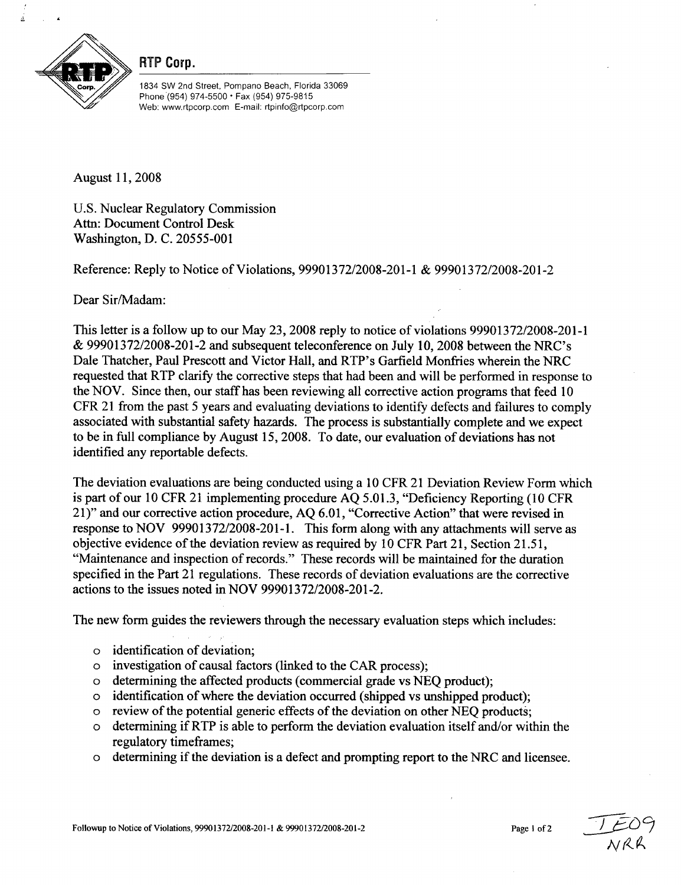**RTP Corp.**

1834 SW 2nd Street, Pompano Beach, Florida 33069
Phone (954) 974-5500 • Fax (954) 975-9815
Web: www.rtpcorp.com E-mail: rtpinfo@rtpcorp.com

August 11, 2008

U.S. Nuclear Regulatory Commission
Attn: Document Control Desk
Washington, D. C. 20555-001

Reference: Reply to Notice of Violations, 99901372/2008-201-1 & 99901372/2008-201-2

Dear Sir/Madam:

This letter is a follow up to our May 23, 2008 reply to notice of violations 99901372/2008-201-1 & 99901372/2008-201-2 and subsequent teleconference on July 10, 2008 between the NRC's Dale Thatcher, Paul Prescott and Victor Hall, and RTP's Garfield Monfries wherein the NRC requested that RTP clarify the corrective steps that had been and will be performed in response to the NOV. Since then, our staff has been reviewing all corrective action programs that feed 10 CFR 21 from the past 5 years and evaluating deviations to identify defects and failures to comply associated with substantial safety hazards. The process is substantially complete and we expect to be in full compliance by August 15, 2008. To date, our evaluation of deviations has not identified any reportable defects.

The deviation evaluations are being conducted using a 10 CFR 21 Deviation Review Form which is part of our 10 CFR 21 implementing procedure AQ 5.01.3, "Deficiency Reporting (10 CFR 21)" and our corrective action procedure, AQ 6.01, "Corrective Action" that were revised in response to NOV 99901372/2008-201-1. This form along with any attachments will serve as objective evidence of the deviation review as required by 10 CFR Part 21, Section 21.51, "Maintenance and inspection of records." These records will be maintained for the duration specified in the Part 21 regulations. These records of deviation evaluations are the corrective actions to the issues noted in NOV 99901372/2008-201-2.

The new form guides the reviewers through the necessary evaluation steps which includes:

- identification of deviation;
- investigation of causal factors (linked to the CAR process);
- determining the affected products (commercial grade vs NEQ product);
- identification of where the deviation occurred (shipped vs unshipped product);
- review of the potential generic effects of the deviation on other NEQ products;
- determining if RTP is able to perform the deviation evaluation itself and/or within the regulatory timeframes;
- determining if the deviation is a defect and prompting report to the NRC and licensee.

IE09
NRR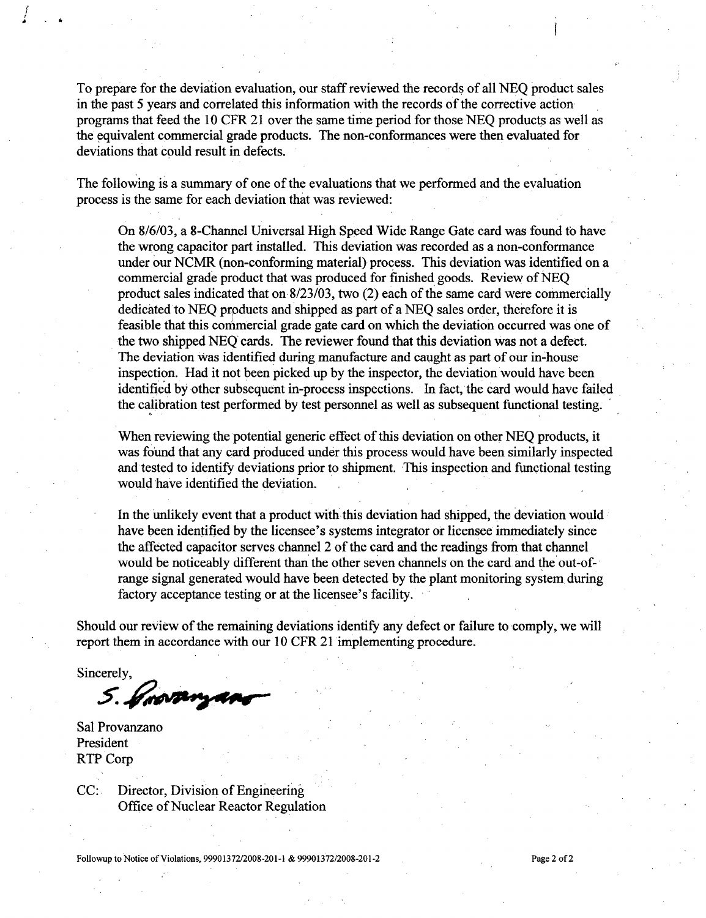To prepare for the deviation evaluation, our staff reviewed the records of all NEQ product sales in the past 5 years and correlated this information with the records of the corrective action programs that feed the 10 CFR 21 over the same time period for those NEQ products as well as the equivalent commercial grade products. The non-conformances were then evaluated for deviations that could result in defects.

The following is a summary of one of the evaluations that we performed and the evaluation process is the same for each deviation that was reviewed:

> On 8/6/03, a 8-Channel Universal High Speed Wide Range Gate card was found to have the wrong capacitor part installed. This deviation was recorded as a non-conformance under our NCMR (non-conforming material) process. This deviation was identified on a commercial grade product that was produced for finished goods. Review of NEQ product sales indicated that on 8/23/03, two (2) each of the same card were commercially dedicated to NEQ products and shipped as part of a NEQ sales order, therefore it is feasible that this commercial grade gate card on which the deviation occurred was one of the two shipped NEQ cards. The reviewer found that this deviation was not a defect. The deviation was identified during manufacture and caught as part of our in-house inspection. Had it not been picked up by the inspector, the deviation would have been identified by other subsequent in-process inspections. In fact, the card would have failed the calibration test performed by test personnel as well as subsequent functional testing.
>
> When reviewing the potential generic effect of this deviation on other NEQ products, it was found that any card produced under this process would have been similarly inspected and tested to identify deviations prior to shipment. This inspection and functional testing would have identified the deviation.
>
> In the unlikely event that a product with this deviation had shipped, the deviation would have been identified by the licensee's systems integrator or licensee immediately since the affected capacitor serves channel 2 of the card and the readings from that channel would be noticeably different than the other seven channels on the card and the out-of-range signal generated would have been detected by the plant monitoring system during factory acceptance testing or at the licensee's facility.

Should our review of the remaining deviations identify any defect or failure to comply, we will report them in accordance with our 10 CFR 21 implementing procedure.

Sincerely,

S. Provanzano

Sal Provanzano
President
RTP Corp

CC: Director, Division of Engineering
Office of Nuclear Reactor Regulation

Followup to Notice of Violations, 99901372/2008-201-1 & 99901372/2008-201-2